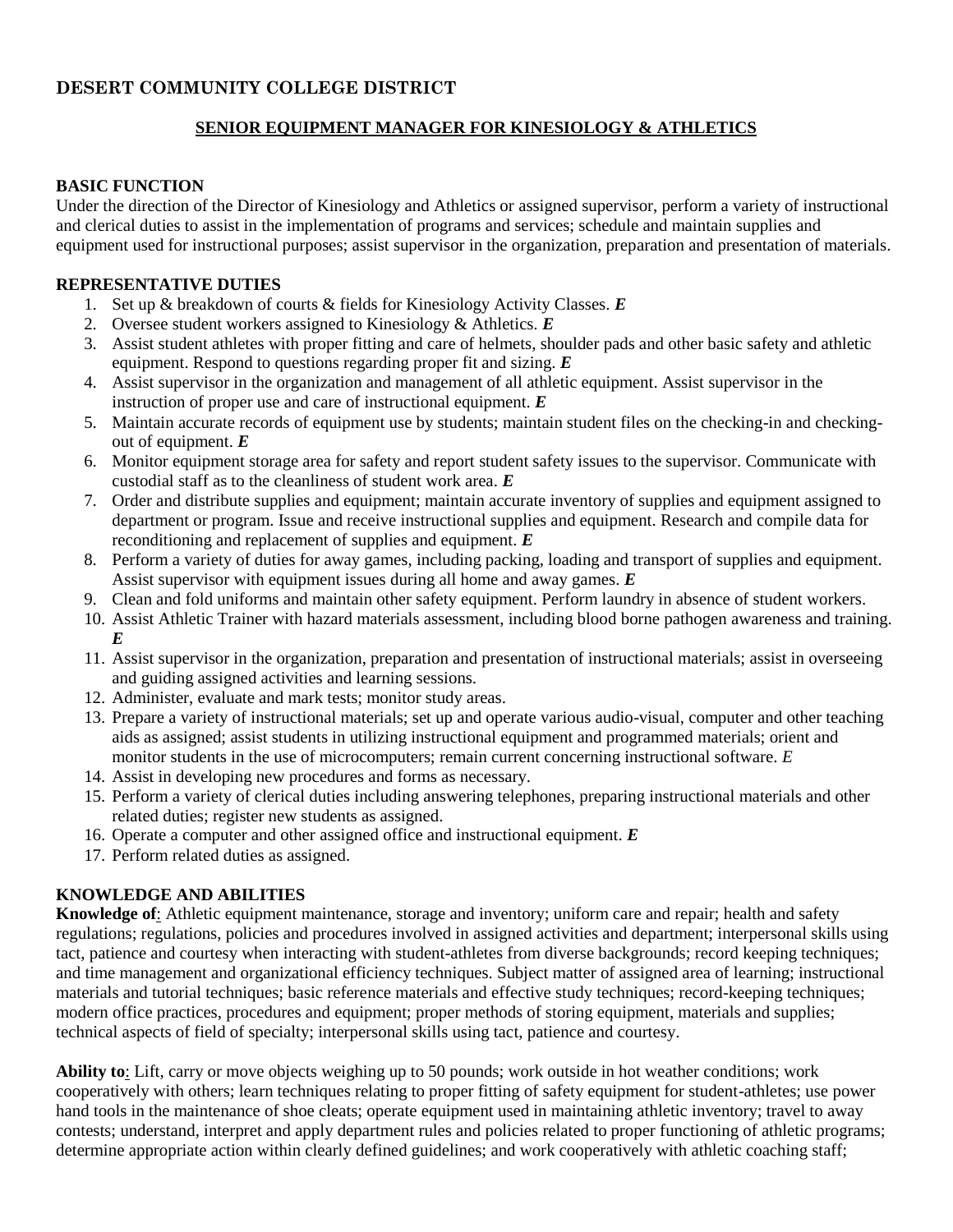## DESERT COMMUNITY COLLEGE DISTRICT

### SENIOR EQUIPMENT MANAGER FOR KINESIOLOGY & ATHLETICS

**BASIC FUNCTION**

Under the direction of the Director of Kinesiology and Athletics or assigned supervisor, perform a variety of instructional and clerical duties to assist in the implementation of programs and services; schedule and maintain supplies and equipment used for instructional purposes; assist supervisor in the organization, preparation and presentation of materials.

**REPRESENTATIVE DUTIES**

1. Set up & breakdown of courts & fields for Kinesiology Activity Classes. ***E***
2. Oversee student workers assigned to Kinesiology & Athletics. ***E***
3. Assist student athletes with proper fitting and care of helmets, shoulder pads and other basic safety and athletic equipment. Respond to questions regarding proper fit and sizing. ***E***
4. Assist supervisor in the organization and management of all athletic equipment. Assist supervisor in the instruction of proper use and care of instructional equipment. ***E***
5. Maintain accurate records of equipment use by students; maintain student files on the checking-in and checking-out of equipment. ***E***
6. Monitor equipment storage area for safety and report student safety issues to the supervisor. Communicate with custodial staff as to the cleanliness of student work area. ***E***
7. Order and distribute supplies and equipment; maintain accurate inventory of supplies and equipment assigned to department or program. Issue and receive instructional supplies and equipment. Research and compile data for reconditioning and replacement of supplies and equipment. ***E***
8. Perform a variety of duties for away games, including packing, loading and transport of supplies and equipment. Assist supervisor with equipment issues during all home and away games. ***E***
9. Clean and fold uniforms and maintain other safety equipment. Perform laundry in absence of student workers.
10. Assist Athletic Trainer with hazard materials assessment, including blood borne pathogen awareness and training. ***E***
11. Assist supervisor in the organization, preparation and presentation of instructional materials; assist in overseeing and guiding assigned activities and learning sessions.
12. Administer, evaluate and mark tests; monitor study areas.
13. Prepare a variety of instructional materials; set up and operate various audio-visual, computer and other teaching aids as assigned; assist students in utilizing instructional equipment and programmed materials; orient and monitor students in the use of microcomputers; remain current concerning instructional software. *E*
14. Assist in developing new procedures and forms as necessary.
15. Perform a variety of clerical duties including answering telephones, preparing instructional materials and other related duties; register new students as assigned.
16. Operate a computer and other assigned office and instructional equipment. ***E***
17. Perform related duties as assigned.

**KNOWLEDGE AND ABILITIES**

**Knowledge of**: Athletic equipment maintenance, storage and inventory; uniform care and repair; health and safety regulations; regulations, policies and procedures involved in assigned activities and department; interpersonal skills using tact, patience and courtesy when interacting with student-athletes from diverse backgrounds; record keeping techniques; and time management and organizational efficiency techniques. Subject matter of assigned area of learning; instructional materials and tutorial techniques; basic reference materials and effective study techniques; record-keeping techniques; modern office practices, procedures and equipment; proper methods of storing equipment, materials and supplies; technical aspects of field of specialty; interpersonal skills using tact, patience and courtesy.

**Ability to**: Lift, carry or move objects weighing up to 50 pounds; work outside in hot weather conditions; work cooperatively with others; learn techniques relating to proper fitting of safety equipment for student-athletes; use power hand tools in the maintenance of shoe cleats; operate equipment used in maintaining athletic inventory; travel to away contests; understand, interpret and apply department rules and policies related to proper functioning of athletic programs; determine appropriate action within clearly defined guidelines; and work cooperatively with athletic coaching staff;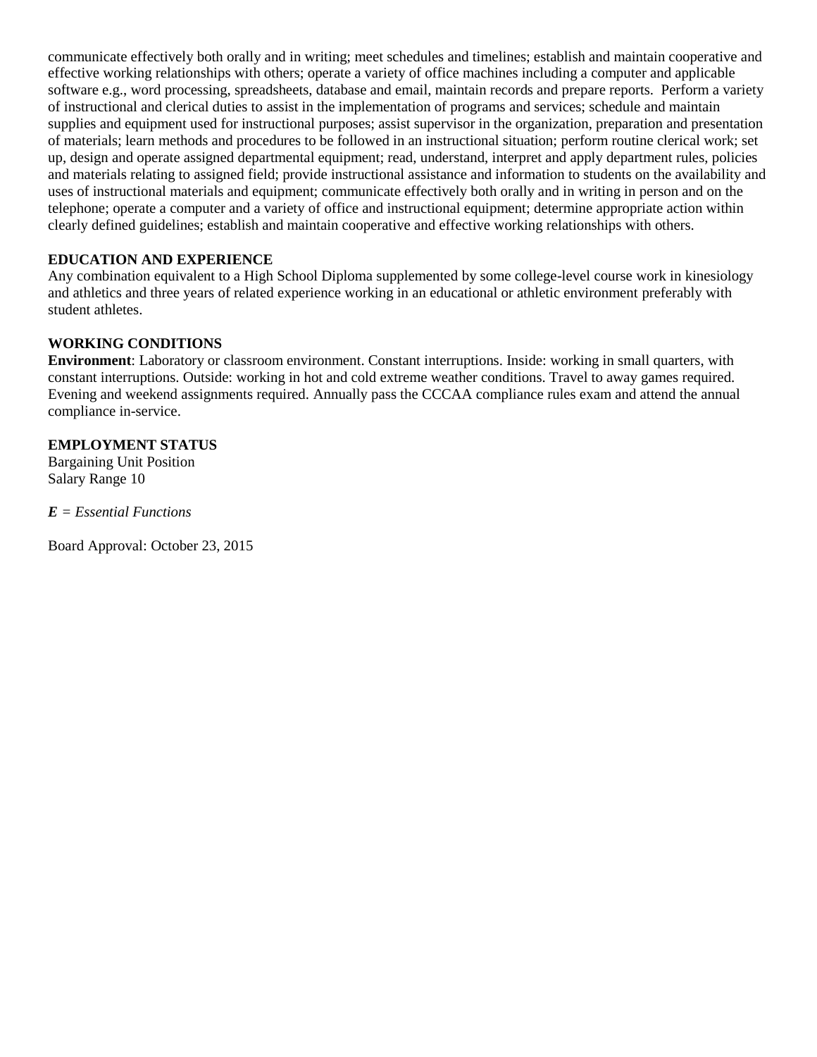communicate effectively both orally and in writing; meet schedules and timelines; establish and maintain cooperative and effective working relationships with others; operate a variety of office machines including a computer and applicable software e.g., word processing, spreadsheets, database and email, maintain records and prepare reports. Perform a variety of instructional and clerical duties to assist in the implementation of programs and services; schedule and maintain supplies and equipment used for instructional purposes; assist supervisor in the organization, preparation and presentation of materials; learn methods and procedures to be followed in an instructional situation; perform routine clerical work; set up, design and operate assigned departmental equipment; read, understand, interpret and apply department rules, policies and materials relating to assigned field; provide instructional assistance and information to students on the availability and uses of instructional materials and equipment; communicate effectively both orally and in writing in person and on the telephone; operate a computer and a variety of office and instructional equipment; determine appropriate action within clearly defined guidelines; establish and maintain cooperative and effective working relationships with others.

**EDUCATION AND EXPERIENCE**

Any combination equivalent to a High School Diploma supplemented by some college-level course work in kinesiology and athletics and three years of related experience working in an educational or athletic environment preferably with student athletes.

**WORKING CONDITIONS**

**Environment**: Laboratory or classroom environment. Constant interruptions. Inside: working in small quarters, with constant interruptions. Outside: working in hot and cold extreme weather conditions. Travel to away games required. Evening and weekend assignments required. Annually pass the CCCAA compliance rules exam and attend the annual compliance in-service.

**EMPLOYMENT STATUS**

Bargaining Unit Position
Salary Range 10

***E*** *= Essential Functions*

Board Approval: October 23, 2015